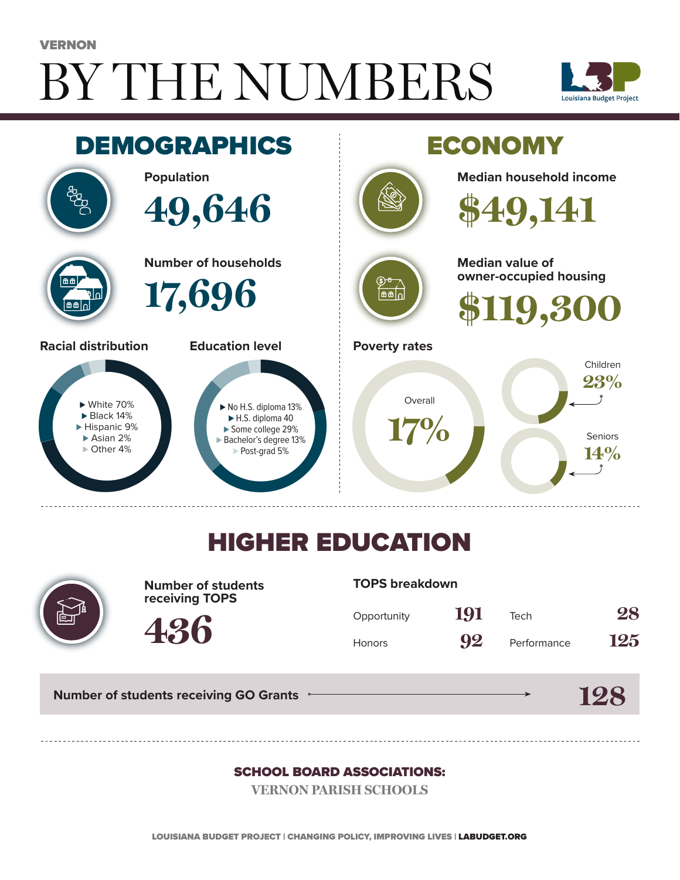VERNON

# BY THE NUMBERS

Louisiana Budget Project

## DEMOGRAPHICS

**Population**

49,646

**Number of households**

17,696

**Racial distribution**

- White 70%
- Black 14%
- Hispanic 9%
- Asian 2%
- Other 4%

**Education level**

- No H.S. diploma 13%
- H.S. diploma 40
- Some college 29%
- Bachelor's degree 13%
- Post-grad 5%

## ECONOMY

**Median household income**

$49,141

**Median value of owner-occupied housing**

$119,300

**Poverty rates**

- Overall 17%
- Children 23%
- Seniors 14%

## HIGHER EDUCATION

**Number of students receiving TOPS**

436

**TOPS breakdown**

| | | | |
|---|---|---|---|
| Opportunity | 191 | Tech | 28 |
| Honors | 92 | Performance | 125 |

**Number of students receiving GO Grants** → 128

**SCHOOL BOARD ASSOCIATIONS:**

VERNON PARISH SCHOOLS

LOUISIANA BUDGET PROJECT | CHANGING POLICY, IMPROVING LIVES | LABUDGET.ORG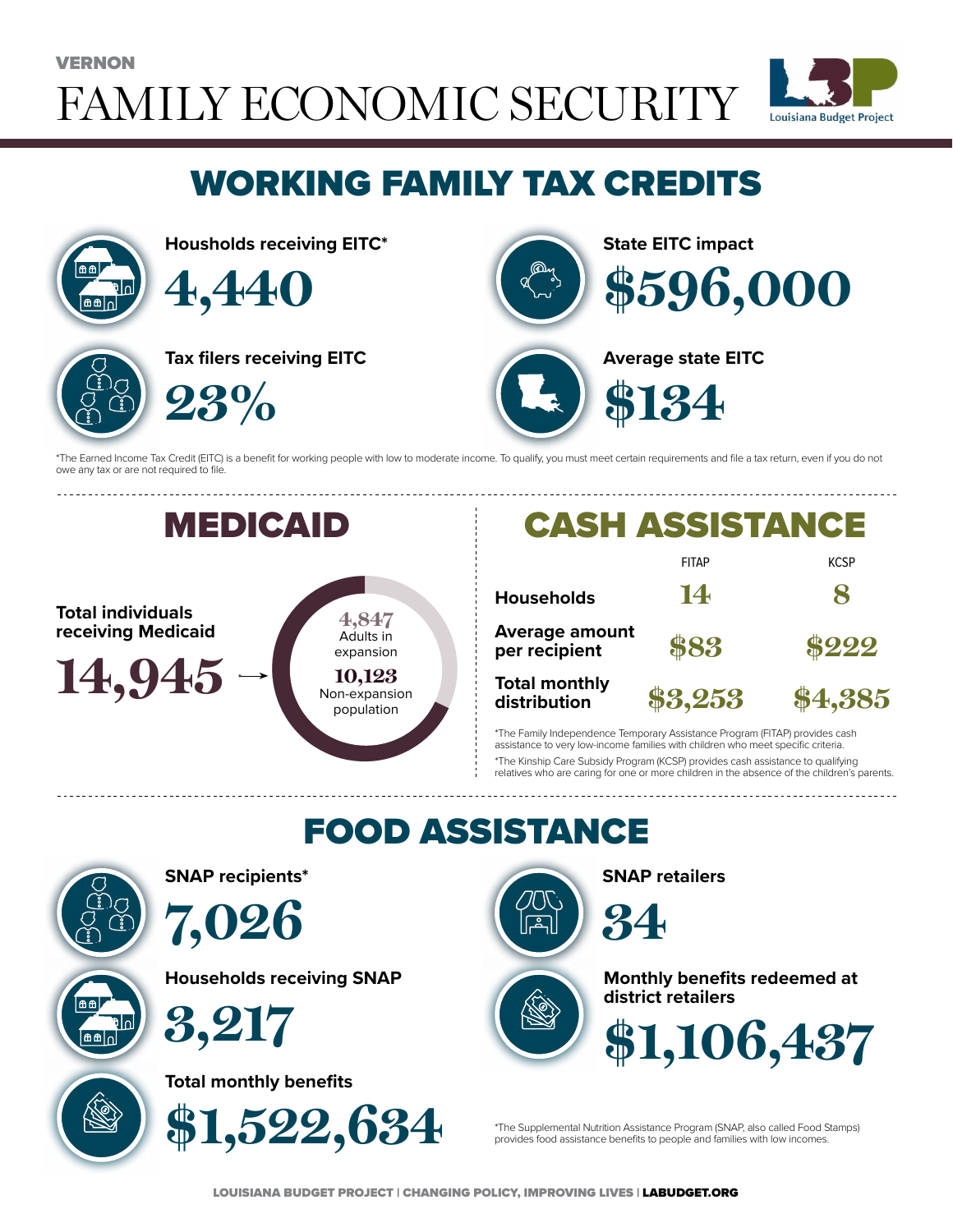VERNON

# FAMILY ECONOMIC SECURITY

Louisiana Budget Project

## WORKING FAMILY TAX CREDITS

**Households receiving EITC***

**4,440**

**State EITC impact**

**$596,000**

**Tax filers receiving EITC**

**23%**

**Average state EITC**

**$134**

*The Earned Income Tax Credit (EITC) is a benefit for working people with low to moderate income. To qualify, you must meet certain requirements and file a tax return, even if you do not owe any tax or are not required to file.

## MEDICAID

**Total individuals receiving Medicaid**

**14,945**

4,847
Adults in expansion

10,123
Non-expansion population

## CASH ASSISTANCE

| | FITAP | KCSP |
|---|---|---|
| **Households** | 14 | 8 |
| **Average amount per recipient** | $83 | $222 |
| **Total monthly distribution** | $3,253 | $4,385 |

*The Family Independence Temporary Assistance Program (FITAP) provides cash assistance to very low-income families with children who meet specific criteria.

*The Kinship Care Subsidy Program (KCSP) provides cash assistance to qualifying relatives who are caring for one or more children in the absence of the children's parents.

## FOOD ASSISTANCE

**SNAP recipients***

**7,026**

**Households receiving SNAP**

**3,217**

**Total monthly benefits**

**$1,522,634**

**SNAP retailers**

**34**

**Monthly benefits redeemed at district retailers**

**$1,106,437**

*The Supplemental Nutrition Assistance Program (SNAP, also called Food Stamps) provides food assistance benefits to people and families with low incomes.

LOUISIANA BUDGET PROJECT | CHANGING POLICY, IMPROVING LIVES | LABUDGET.ORG